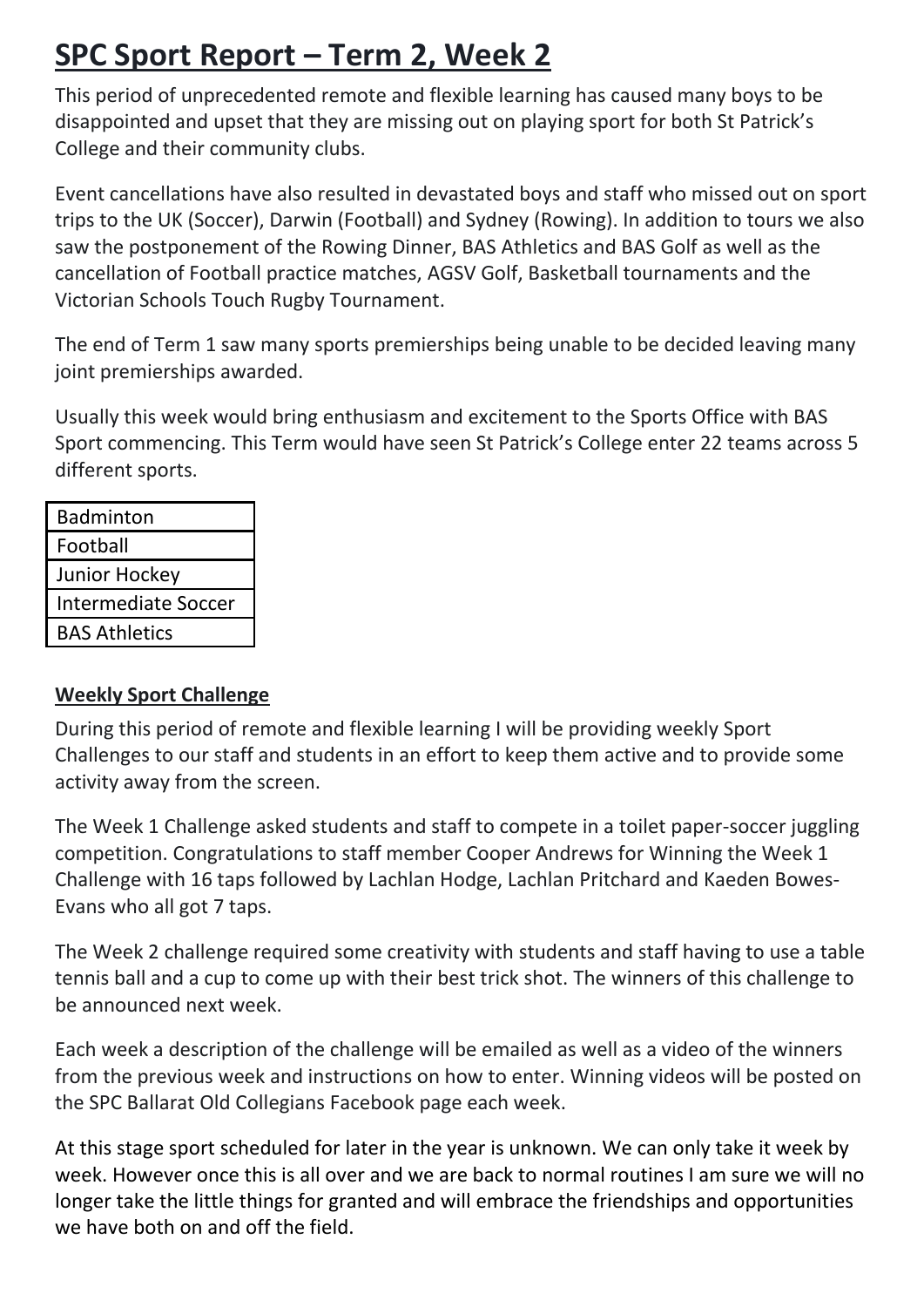# SPC Sport Report – Term 2, Week 2

This period of unprecedented remote and flexible learning has caused many boys to be disappointed and upset that they are missing out on playing sport for both St Patrick's College and their community clubs.

Event cancellations have also resulted in devastated boys and staff who missed out on sport trips to the UK (Soccer), Darwin (Football) and Sydney (Rowing). In addition to tours we also saw the postponement of the Rowing Dinner, BAS Athletics and BAS Golf as well as the cancellation of Football practice matches, AGSV Golf, Basketball tournaments and the Victorian Schools Touch Rugby Tournament.

The end of Term 1 saw many sports premierships being unable to be decided leaving many joint premierships awarded.

Usually this week would bring enthusiasm and excitement to the Sports Office with BAS Sport commencing. This Term would have seen St Patrick's College enter 22 teams across 5 different sports.

| Badminton |
| --- |
| Football |
| Junior Hockey |
| Intermediate Soccer |
| BAS Athletics |

## Weekly Sport Challenge

During this period of remote and flexible learning I will be providing weekly Sport Challenges to our staff and students in an effort to keep them active and to provide some activity away from the screen.

The Week 1 Challenge asked students and staff to compete in a toilet paper-soccer juggling competition. Congratulations to staff member Cooper Andrews for Winning the Week 1 Challenge with 16 taps followed by Lachlan Hodge, Lachlan Pritchard and Kaeden Bowes-Evans who all got 7 taps.

The Week 2 challenge required some creativity with students and staff having to use a table tennis ball and a cup to come up with their best trick shot. The winners of this challenge to be announced next week.

Each week a description of the challenge will be emailed as well as a video of the winners from the previous week and instructions on how to enter. Winning videos will be posted on the SPC Ballarat Old Collegians Facebook page each week.

At this stage sport scheduled for later in the year is unknown. We can only take it week by week. However once this is all over and we are back to normal routines I am sure we will no longer take the little things for granted and will embrace the friendships and opportunities we have both on and off the field.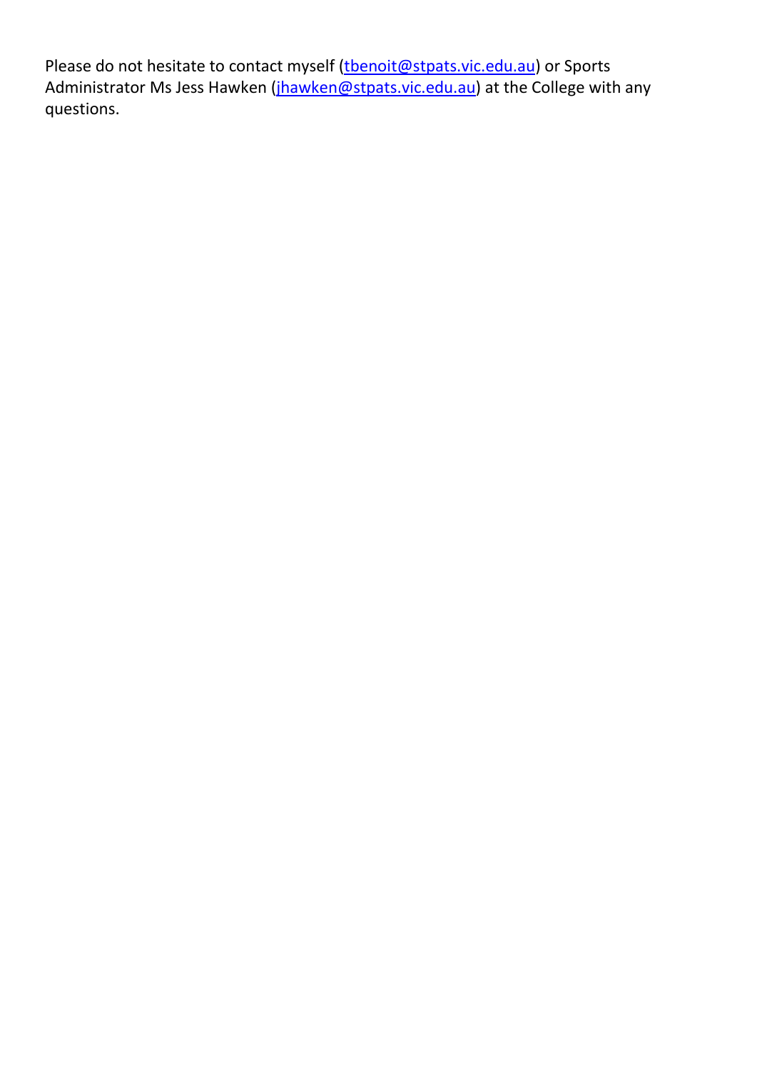Please do not hesitate to contact myself ([tbenoit@stpats.vic.edu.au](mailto:tbenoit@stpats.vic.edu.au)) or Sports Administrator Ms Jess Hawken ([jhawken@stpats.vic.edu.au](mailto:jhawken@stpats.vic.edu.au)) at the College with any questions.